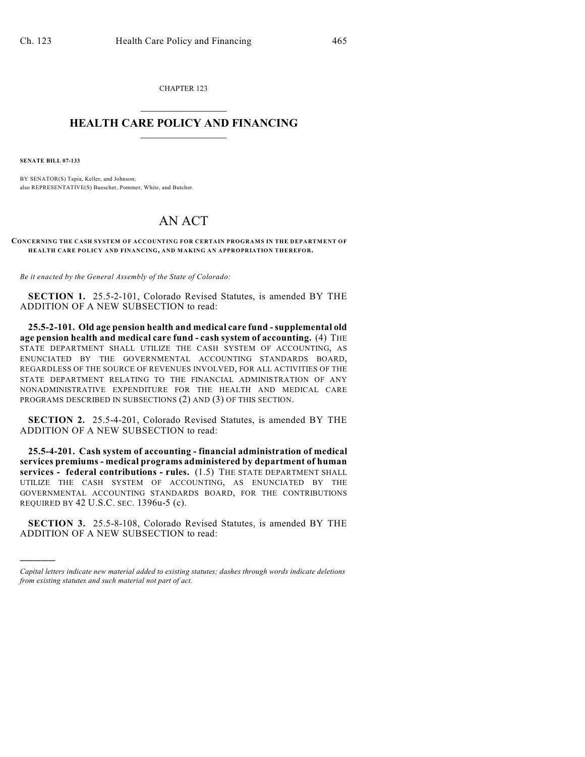CHAPTER 123

# HEALTH CARE POLICY AND FINANCING

**SENATE BILL 07-133**

BY SENATOR(S) Tapia, Keller, and Johnson;
also REPRESENTATIVE(S) Buescher, Pommer, White, and Butcher.

# AN ACT

**CONCERNING THE CASH SYSTEM OF ACCOUNTING FOR CERTAIN PROGRAMS IN THE DEPARTMENT OF HEALTH CARE POLICY AND FINANCING, AND MAKING AN APPROPRIATION THEREFOR.**

*Be it enacted by the General Assembly of the State of Colorado:*

**SECTION 1.** 25.5-2-101, Colorado Revised Statutes, is amended BY THE ADDITION OF A NEW SUBSECTION to read:

**25.5-2-101. Old age pension health and medical care fund - supplemental old age pension health and medical care fund - cash system of accounting.** (4) THE STATE DEPARTMENT SHALL UTILIZE THE CASH SYSTEM OF ACCOUNTING, AS ENUNCIATED BY THE GOVERNMENTAL ACCOUNTING STANDARDS BOARD, REGARDLESS OF THE SOURCE OF REVENUES INVOLVED, FOR ALL ACTIVITIES OF THE STATE DEPARTMENT RELATING TO THE FINANCIAL ADMINISTRATION OF ANY NONADMINISTRATIVE EXPENDITURE FOR THE HEALTH AND MEDICAL CARE PROGRAMS DESCRIBED IN SUBSECTIONS (2) AND (3) OF THIS SECTION.

**SECTION 2.** 25.5-4-201, Colorado Revised Statutes, is amended BY THE ADDITION OF A NEW SUBSECTION to read:

**25.5-4-201. Cash system of accounting - financial administration of medical services premiums - medical programs administered by department of human services - federal contributions - rules.** (1.5) THE STATE DEPARTMENT SHALL UTILIZE THE CASH SYSTEM OF ACCOUNTING, AS ENUNCIATED BY THE GOVERNMENTAL ACCOUNTING STANDARDS BOARD, FOR THE CONTRIBUTIONS REQUIRED BY 42 U.S.C. SEC. 1396u-5 (c).

**SECTION 3.** 25.5-8-108, Colorado Revised Statutes, is amended BY THE ADDITION OF A NEW SUBSECTION to read:

---

*Capital letters indicate new material added to existing statutes; dashes through words indicate deletions from existing statutes and such material not part of act.*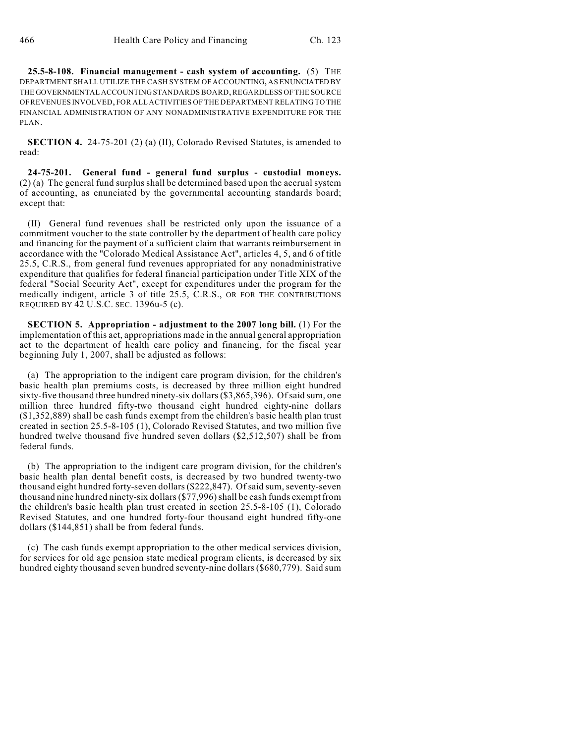**25.5-8-108. Financial management - cash system of accounting.** (5) THE DEPARTMENT SHALL UTILIZE THE CASH SYSTEM OF ACCOUNTING, AS ENUNCIATED BY THE GOVERNMENTAL ACCOUNTING STANDARDS BOARD, REGARDLESS OF THE SOURCE OF REVENUES INVOLVED, FOR ALL ACTIVITIES OF THE DEPARTMENT RELATING TO THE FINANCIAL ADMINISTRATION OF ANY NONADMINISTRATIVE EXPENDITURE FOR THE PLAN.

**SECTION 4.** 24-75-201 (2) (a) (II), Colorado Revised Statutes, is amended to read:

**24-75-201. General fund - general fund surplus - custodial moneys.** (2) (a) The general fund surplus shall be determined based upon the accrual system of accounting, as enunciated by the governmental accounting standards board; except that:

(II) General fund revenues shall be restricted only upon the issuance of a commitment voucher to the state controller by the department of health care policy and financing for the payment of a sufficient claim that warrants reimbursement in accordance with the "Colorado Medical Assistance Act", articles 4, 5, and 6 of title 25.5, C.R.S., from general fund revenues appropriated for any nonadministrative expenditure that qualifies for federal financial participation under Title XIX of the federal "Social Security Act", except for expenditures under the program for the medically indigent, article 3 of title 25.5, C.R.S., OR FOR THE CONTRIBUTIONS REQUIRED BY 42 U.S.C. SEC. 1396u-5 (c).

**SECTION 5. Appropriation - adjustment to the 2007 long bill.** (1) For the implementation of this act, appropriations made in the annual general appropriation act to the department of health care policy and financing, for the fiscal year beginning July 1, 2007, shall be adjusted as follows:

(a) The appropriation to the indigent care program division, for the children's basic health plan premiums costs, is decreased by three million eight hundred sixty-five thousand three hundred ninety-six dollars ($3,865,396). Of said sum, one million three hundred fifty-two thousand eight hundred eighty-nine dollars ($1,352,889) shall be cash funds exempt from the children's basic health plan trust created in section 25.5-8-105 (1), Colorado Revised Statutes, and two million five hundred twelve thousand five hundred seven dollars ($2,512,507) shall be from federal funds.

(b) The appropriation to the indigent care program division, for the children's basic health plan dental benefit costs, is decreased by two hundred twenty-two thousand eight hundred forty-seven dollars ($222,847). Of said sum, seventy-seven thousand nine hundred ninety-six dollars ($77,996) shall be cash funds exempt from the children's basic health plan trust created in section 25.5-8-105 (1), Colorado Revised Statutes, and one hundred forty-four thousand eight hundred fifty-one dollars ($144,851) shall be from federal funds.

(c) The cash funds exempt appropriation to the other medical services division, for services for old age pension state medical program clients, is decreased by six hundred eighty thousand seven hundred seventy-nine dollars ($680,779). Said sum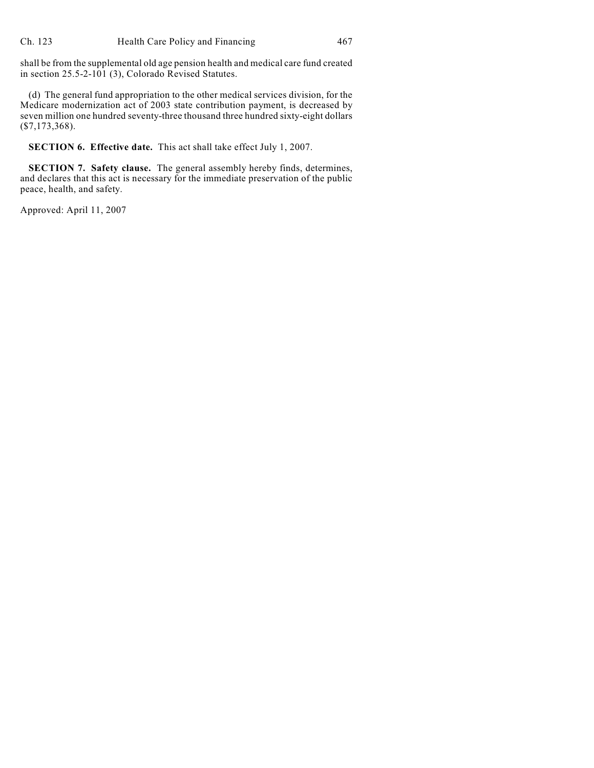shall be from the supplemental old age pension health and medical care fund created in section 25.5-2-101 (3), Colorado Revised Statutes.

(d) The general fund appropriation to the other medical services division, for the Medicare modernization act of 2003 state contribution payment, is decreased by seven million one hundred seventy-three thousand three hundred sixty-eight dollars ($7,173,368).

**SECTION 6. Effective date.** This act shall take effect July 1, 2007.

**SECTION 7. Safety clause.** The general assembly hereby finds, determines, and declares that this act is necessary for the immediate preservation of the public peace, health, and safety.

Approved: April 11, 2007